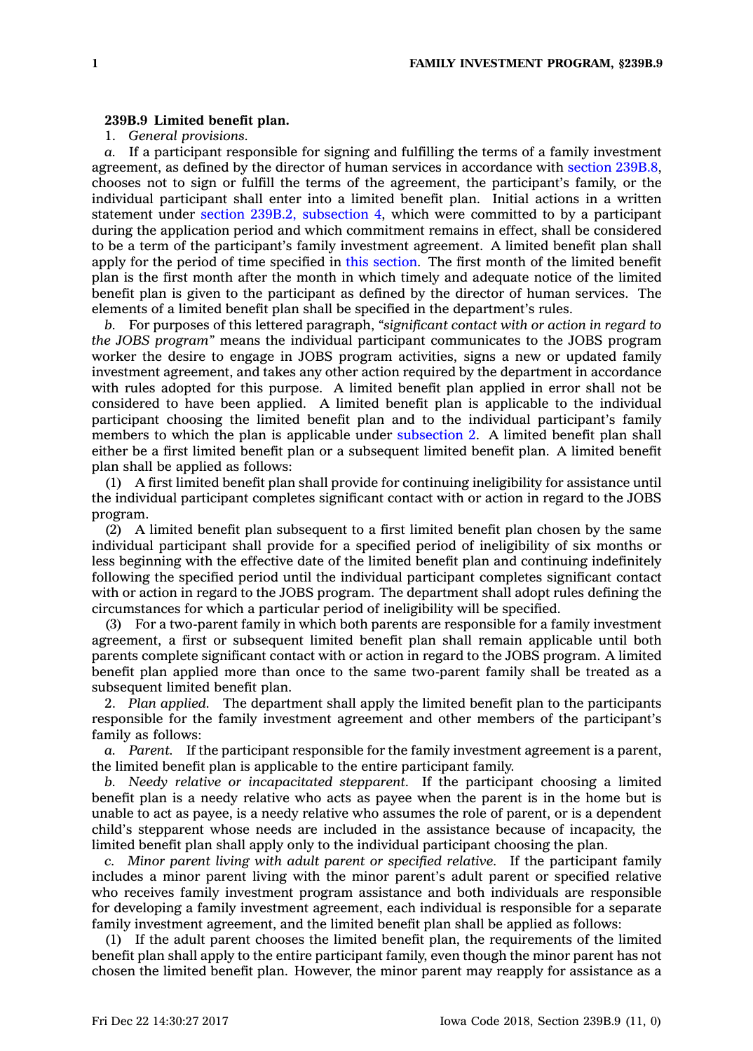**239B.9 Limited benefit plan.**

1. *General provisions.*

*a.* If a participant responsible for signing and fulfilling the terms of a family investment agreement, as defined by the director of human services in accordance with section 239B.8, chooses not to sign or fulfill the terms of the agreement, the participant's family, or the individual participant shall enter into a limited benefit plan. Initial actions in a written statement under section 239B.2, subsection 4, which were committed to by a participant during the application period and which commitment remains in effect, shall be considered to be a term of the participant's family investment agreement. A limited benefit plan shall apply for the period of time specified in this section. The first month of the limited benefit plan is the first month after the month in which timely and adequate notice of the limited benefit plan is given to the participant as defined by the director of human services. The elements of a limited benefit plan shall be specified in the department's rules.

*b.* For purposes of this lettered paragraph, *"significant contact with or action in regard to the JOBS program"* means the individual participant communicates to the JOBS program worker the desire to engage in JOBS program activities, signs a new or updated family investment agreement, and takes any other action required by the department in accordance with rules adopted for this purpose. A limited benefit plan applied in error shall not be considered to have been applied. A limited benefit plan is applicable to the individual participant choosing the limited benefit plan and to the individual participant's family members to which the plan is applicable under subsection 2. A limited benefit plan shall either be a first limited benefit plan or a subsequent limited benefit plan. A limited benefit plan shall be applied as follows:

(1) A first limited benefit plan shall provide for continuing ineligibility for assistance until the individual participant completes significant contact with or action in regard to the JOBS program.

(2) A limited benefit plan subsequent to a first limited benefit plan chosen by the same individual participant shall provide for a specified period of ineligibility of six months or less beginning with the effective date of the limited benefit plan and continuing indefinitely following the specified period until the individual participant completes significant contact with or action in regard to the JOBS program. The department shall adopt rules defining the circumstances for which a particular period of ineligibility will be specified.

(3) For a two-parent family in which both parents are responsible for a family investment agreement, a first or subsequent limited benefit plan shall remain applicable until both parents complete significant contact with or action in regard to the JOBS program. A limited benefit plan applied more than once to the same two-parent family shall be treated as a subsequent limited benefit plan.

2. *Plan applied.* The department shall apply the limited benefit plan to the participants responsible for the family investment agreement and other members of the participant's family as follows:

*a. Parent.* If the participant responsible for the family investment agreement is a parent, the limited benefit plan is applicable to the entire participant family.

*b. Needy relative or incapacitated stepparent.* If the participant choosing a limited benefit plan is a needy relative who acts as payee when the parent is in the home but is unable to act as payee, is a needy relative who assumes the role of parent, or is a dependent child's stepparent whose needs are included in the assistance because of incapacity, the limited benefit plan shall apply only to the individual participant choosing the plan.

*c. Minor parent living with adult parent or specified relative.* If the participant family includes a minor parent living with the minor parent's adult parent or specified relative who receives family investment program assistance and both individuals are responsible for developing a family investment agreement, each individual is responsible for a separate family investment agreement, and the limited benefit plan shall be applied as follows:

(1) If the adult parent chooses the limited benefit plan, the requirements of the limited benefit plan shall apply to the entire participant family, even though the minor parent has not chosen the limited benefit plan. However, the minor parent may reapply for assistance as a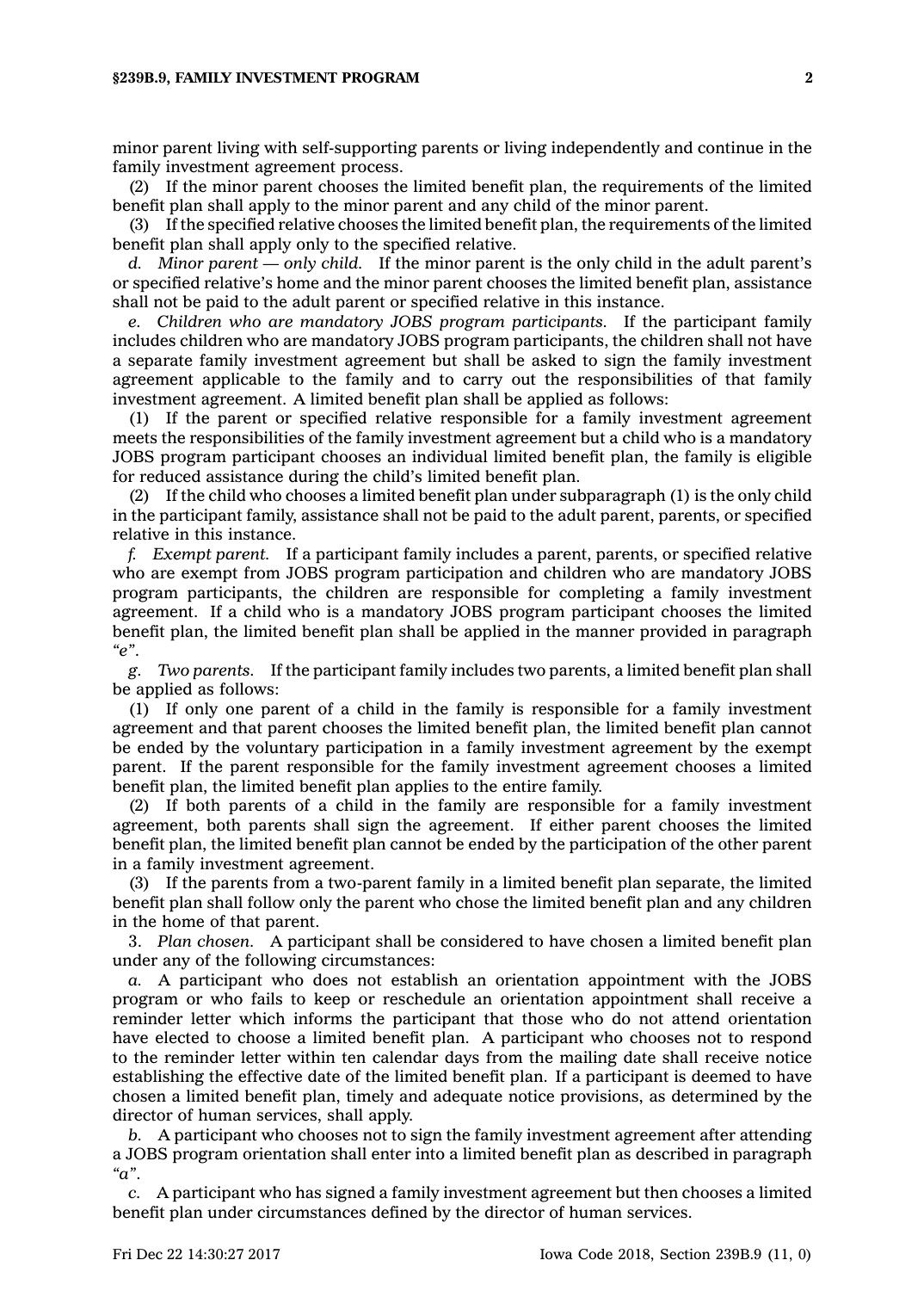minor parent living with self-supporting parents or living independently and continue in the family investment agreement process.

(2) If the minor parent chooses the limited benefit plan, the requirements of the limited benefit plan shall apply to the minor parent and any child of the minor parent.

(3) If the specified relative chooses the limited benefit plan, the requirements of the limited benefit plan shall apply only to the specified relative.

*d. Minor parent — only child.* If the minor parent is the only child in the adult parent's or specified relative's home and the minor parent chooses the limited benefit plan, assistance shall not be paid to the adult parent or specified relative in this instance.

*e. Children who are mandatory JOBS program participants.* If the participant family includes children who are mandatory JOBS program participants, the children shall not have a separate family investment agreement but shall be asked to sign the family investment agreement applicable to the family and to carry out the responsibilities of that family investment agreement. A limited benefit plan shall be applied as follows:

(1) If the parent or specified relative responsible for a family investment agreement meets the responsibilities of the family investment agreement but a child who is a mandatory JOBS program participant chooses an individual limited benefit plan, the family is eligible for reduced assistance during the child's limited benefit plan.

(2) If the child who chooses a limited benefit plan under subparagraph (1) is the only child in the participant family, assistance shall not be paid to the adult parent, parents, or specified relative in this instance.

*f. Exempt parent.* If a participant family includes a parent, parents, or specified relative who are exempt from JOBS program participation and children who are mandatory JOBS program participants, the children are responsible for completing a family investment agreement. If a child who is a mandatory JOBS program participant chooses the limited benefit plan, the limited benefit plan shall be applied in the manner provided in paragraph *"e"*.

*g. Two parents.* If the participant family includes two parents, a limited benefit plan shall be applied as follows:

(1) If only one parent of a child in the family is responsible for a family investment agreement and that parent chooses the limited benefit plan, the limited benefit plan cannot be ended by the voluntary participation in a family investment agreement by the exempt parent. If the parent responsible for the family investment agreement chooses a limited benefit plan, the limited benefit plan applies to the entire family.

(2) If both parents of a child in the family are responsible for a family investment agreement, both parents shall sign the agreement. If either parent chooses the limited benefit plan, the limited benefit plan cannot be ended by the participation of the other parent in a family investment agreement.

(3) If the parents from a two-parent family in a limited benefit plan separate, the limited benefit plan shall follow only the parent who chose the limited benefit plan and any children in the home of that parent.

3. *Plan chosen.* A participant shall be considered to have chosen a limited benefit plan under any of the following circumstances:

*a.* A participant who does not establish an orientation appointment with the JOBS program or who fails to keep or reschedule an orientation appointment shall receive a reminder letter which informs the participant that those who do not attend orientation have elected to choose a limited benefit plan. A participant who chooses not to respond to the reminder letter within ten calendar days from the mailing date shall receive notice establishing the effective date of the limited benefit plan. If a participant is deemed to have chosen a limited benefit plan, timely and adequate notice provisions, as determined by the director of human services, shall apply.

*b.* A participant who chooses not to sign the family investment agreement after attending a JOBS program orientation shall enter into a limited benefit plan as described in paragraph *"a"*.

*c.* A participant who has signed a family investment agreement but then chooses a limited benefit plan under circumstances defined by the director of human services.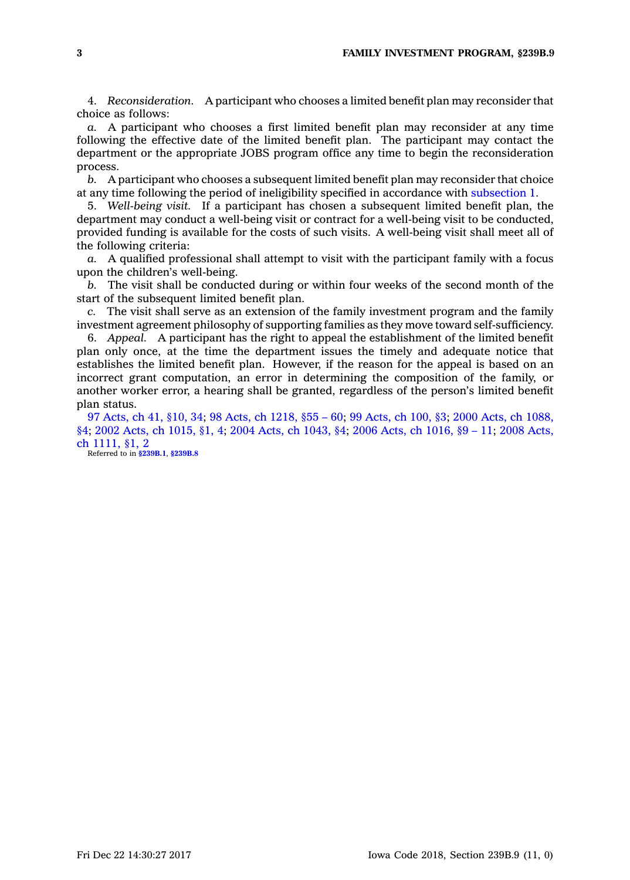4. *Reconsideration.* A participant who chooses a limited benefit plan may reconsider that choice as follows:

*a.* A participant who chooses a first limited benefit plan may reconsider at any time following the effective date of the limited benefit plan. The participant may contact the department or the appropriate JOBS program office any time to begin the reconsideration process.

*b.* A participant who chooses a subsequent limited benefit plan may reconsider that choice at any time following the period of ineligibility specified in accordance with subsection 1.

5. *Well-being visit.* If a participant has chosen a subsequent limited benefit plan, the department may conduct a well-being visit or contract for a well-being visit to be conducted, provided funding is available for the costs of such visits. A well-being visit shall meet all of the following criteria:

*a.* A qualified professional shall attempt to visit with the participant family with a focus upon the children's well-being.

*b.* The visit shall be conducted during or within four weeks of the second month of the start of the subsequent limited benefit plan.

*c.* The visit shall serve as an extension of the family investment program and the family investment agreement philosophy of supporting families as they move toward self-sufficiency.

6. *Appeal.* A participant has the right to appeal the establishment of the limited benefit plan only once, at the time the department issues the timely and adequate notice that establishes the limited benefit plan. However, if the reason for the appeal is based on an incorrect grant computation, an error in determining the composition of the family, or another worker error, a hearing shall be granted, regardless of the person's limited benefit plan status.

97 Acts, ch 41, §10, 34; 98 Acts, ch 1218, §55 – 60; 99 Acts, ch 100, §3; 2000 Acts, ch 1088, §4; 2002 Acts, ch 1015, §1, 4; 2004 Acts, ch 1043, §4; 2006 Acts, ch 1016, §9 – 11; 2008 Acts, ch 1111, §1, 2

Referred to in **§239B.1**, **§239B.8**